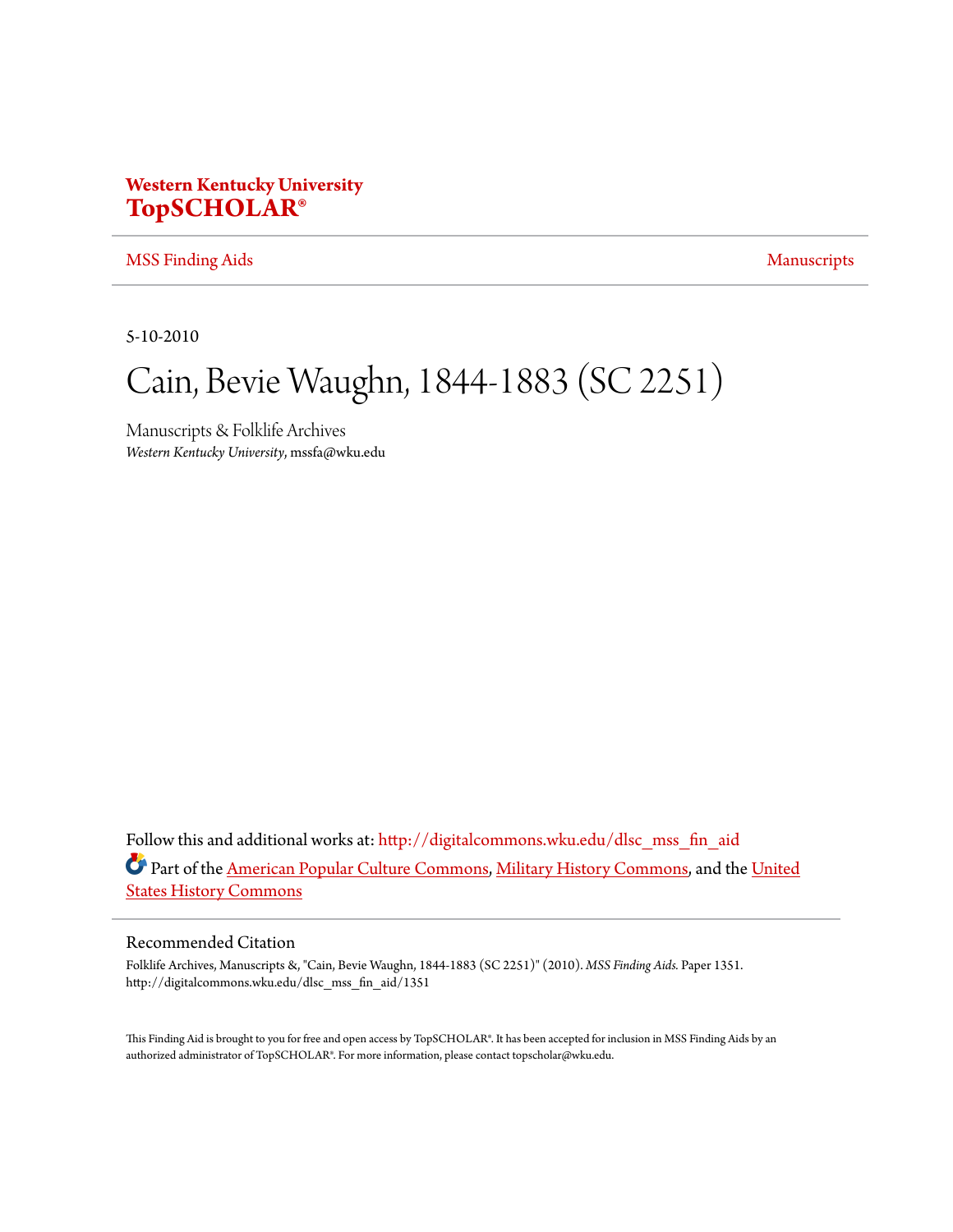**Western Kentucky University**
**TopSCHOLAR®**

MSS Finding Aids | Manuscripts

5-10-2010

# Cain, Bevie Waughn, 1844-1883 (SC 2251)

Manuscripts & Folklife Archives
*Western Kentucky University*, mssfa@wku.edu

Follow this and additional works at: http://digitalcommons.wku.edu/dlsc_mss_fin_aid

Part of the American Popular Culture Commons, Military History Commons, and the United States History Commons

## Recommended Citation

Folklife Archives, Manuscripts &, "Cain, Bevie Waughn, 1844-1883 (SC 2251)" (2010). *MSS Finding Aids.* Paper 1351.
http://digitalcommons.wku.edu/dlsc_mss_fin_aid/1351

This Finding Aid is brought to you for free and open access by TopSCHOLAR®. It has been accepted for inclusion in MSS Finding Aids by an authorized administrator of TopSCHOLAR®. For more information, please contact topscholar@wku.edu.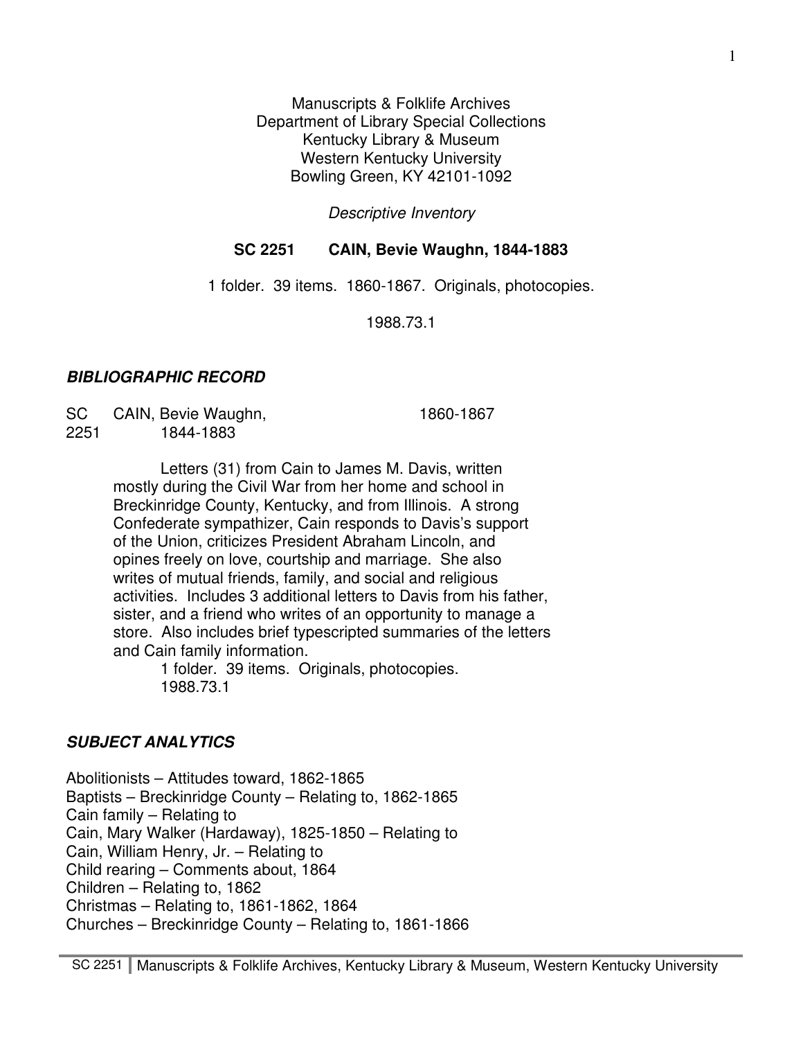Manuscripts & Folklife Archives
Department of Library Special Collections
Kentucky Library & Museum
Western Kentucky University
Bowling Green, KY 42101-1092

*Descriptive Inventory*

**SC 2251 CAIN, Bevie Waughn, 1844-1883**

1 folder. 39 items. 1860-1867. Originals, photocopies.

1988.73.1

## *BIBLIOGRAPHIC RECORD*

SC 2251 CAIN, Bevie Waughn, 1844-1883 1860-1867

Letters (31) from Cain to James M. Davis, written mostly during the Civil War from her home and school in Breckinridge County, Kentucky, and from Illinois. A strong Confederate sympathizer, Cain responds to Davis's support of the Union, criticizes President Abraham Lincoln, and opines freely on love, courtship and marriage. She also writes of mutual friends, family, and social and religious activities. Includes 3 additional letters to Davis from his father, sister, and a friend who writes of an opportunity to manage a store. Also includes brief typescripted summaries of the letters and Cain family information.

1 folder. 39 items. Originals, photocopies.
1988.73.1

## *SUBJECT ANALYTICS*

Abolitionists – Attitudes toward, 1862-1865
Baptists – Breckinridge County – Relating to, 1862-1865
Cain family – Relating to
Cain, Mary Walker (Hardaway), 1825-1850 – Relating to
Cain, William Henry, Jr. – Relating to
Child rearing – Comments about, 1864
Children – Relating to, 1862
Christmas – Relating to, 1861-1862, 1864
Churches – Breckinridge County – Relating to, 1861-1866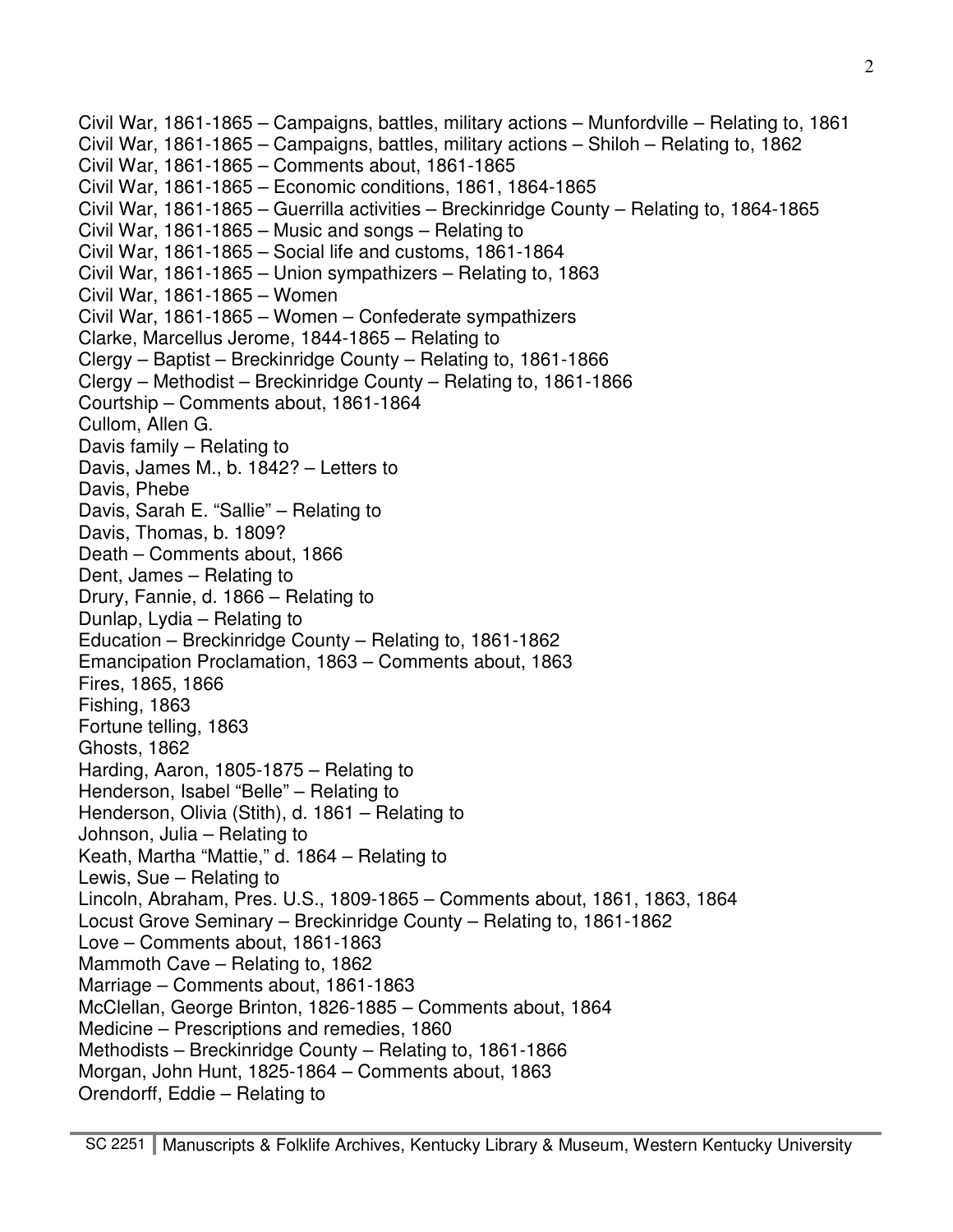Civil War, 1861-1865 – Campaigns, battles, military actions – Munfordville – Relating to, 1861
Civil War, 1861-1865 – Campaigns, battles, military actions – Shiloh – Relating to, 1862
Civil War, 1861-1865 – Comments about, 1861-1865
Civil War, 1861-1865 – Economic conditions, 1861, 1864-1865
Civil War, 1861-1865 – Guerrilla activities – Breckinridge County – Relating to, 1864-1865
Civil War, 1861-1865 – Music and songs – Relating to
Civil War, 1861-1865 – Social life and customs, 1861-1864
Civil War, 1861-1865 – Union sympathizers – Relating to, 1863
Civil War, 1861-1865 – Women
Civil War, 1861-1865 – Women – Confederate sympathizers
Clarke, Marcellus Jerome, 1844-1865 – Relating to
Clergy – Baptist – Breckinridge County – Relating to, 1861-1866
Clergy – Methodist – Breckinridge County – Relating to, 1861-1866
Courtship – Comments about, 1861-1864
Cullom, Allen G.
Davis family – Relating to
Davis, James M., b. 1842? – Letters to
Davis, Phebe
Davis, Sarah E. "Sallie" – Relating to
Davis, Thomas, b. 1809?
Death – Comments about, 1866
Dent, James – Relating to
Drury, Fannie, d. 1866 – Relating to
Dunlap, Lydia – Relating to
Education – Breckinridge County – Relating to, 1861-1862
Emancipation Proclamation, 1863 – Comments about, 1863
Fires, 1865, 1866
Fishing, 1863
Fortune telling, 1863
Ghosts, 1862
Harding, Aaron, 1805-1875 – Relating to
Henderson, Isabel "Belle" – Relating to
Henderson, Olivia (Stith), d. 1861 – Relating to
Johnson, Julia – Relating to
Keath, Martha "Mattie," d. 1864 – Relating to
Lewis, Sue – Relating to
Lincoln, Abraham, Pres. U.S., 1809-1865 – Comments about, 1861, 1863, 1864
Locust Grove Seminary – Breckinridge County – Relating to, 1861-1862
Love – Comments about, 1861-1863
Mammoth Cave – Relating to, 1862
Marriage – Comments about, 1861-1863
McClellan, George Brinton, 1826-1885 – Comments about, 1864
Medicine – Prescriptions and remedies, 1860
Methodists – Breckinridge County – Relating to, 1861-1866
Morgan, John Hunt, 1825-1864 – Comments about, 1863
Orendorff, Eddie – Relating to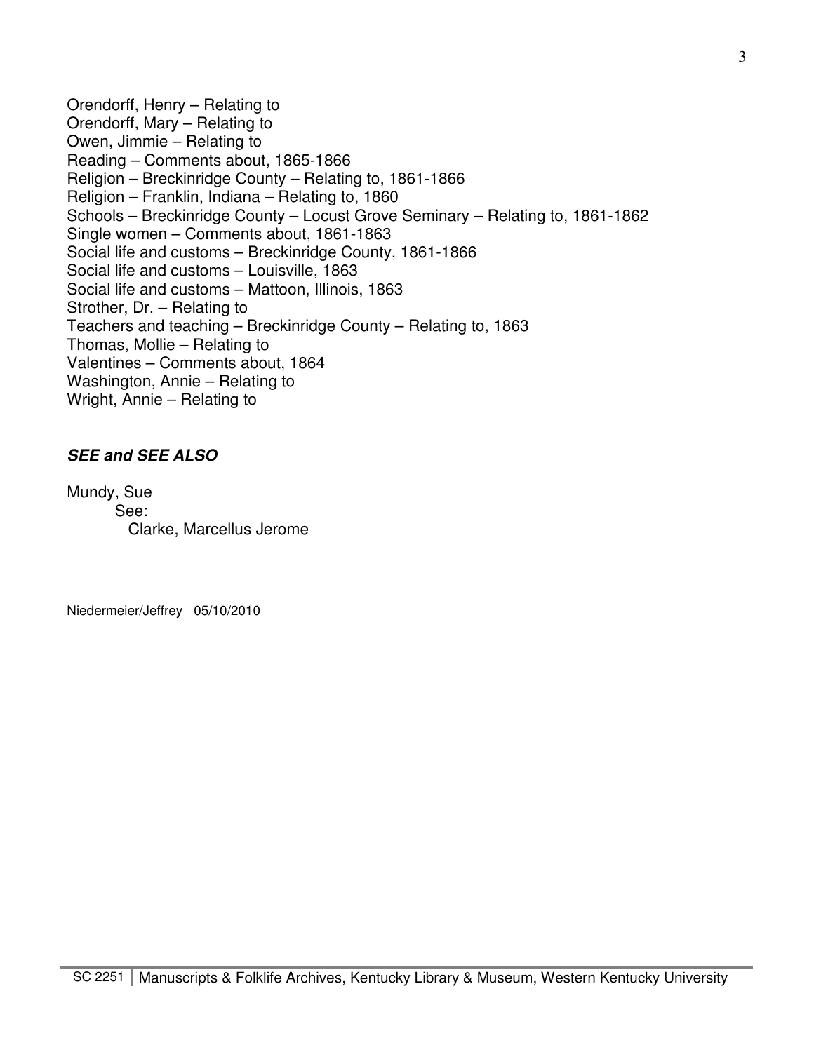Orendorff, Henry – Relating to
Orendorff, Mary – Relating to
Owen, Jimmie – Relating to
Reading – Comments about, 1865-1866
Religion – Breckinridge County – Relating to, 1861-1866
Religion – Franklin, Indiana – Relating to, 1860
Schools – Breckinridge County – Locust Grove Seminary – Relating to, 1861-1862
Single women – Comments about, 1861-1863
Social life and customs – Breckinridge County, 1861-1866
Social life and customs – Louisville, 1863
Social life and customs – Mattoon, Illinois, 1863
Strother, Dr. – Relating to
Teachers and teaching – Breckinridge County – Relating to, 1863
Thomas, Mollie – Relating to
Valentines – Comments about, 1864
Washington, Annie – Relating to
Wright, Annie – Relating to

***SEE and SEE ALSO***

Mundy, Sue
See:
Clarke, Marcellus Jerome

Niedermeier/Jeffrey 05/10/2010